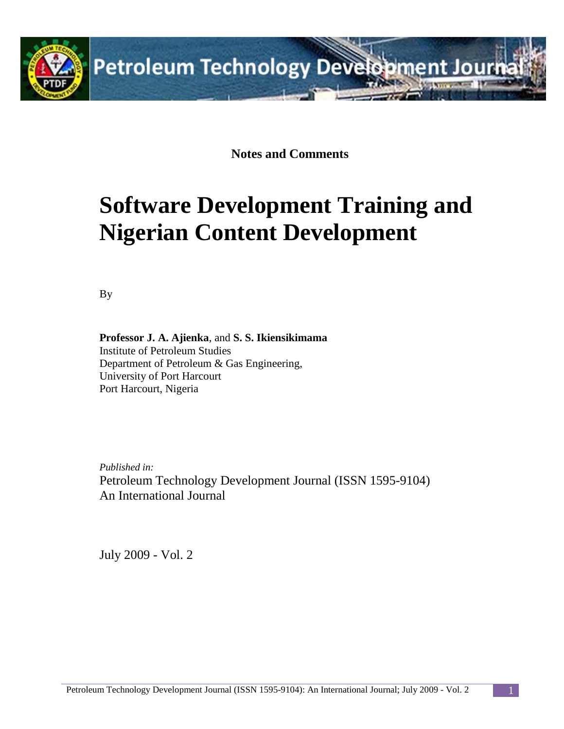**Notes and Comments**

# Software Development Training and Nigerian Content Development

By

**Professor J. A. Ajienka**, and **S. S. Ikiensikimama**
Institute of Petroleum Studies
Department of Petroleum & Gas Engineering,
University of Port Harcourt
Port Harcourt, Nigeria

*Published in:*
Petroleum Technology Development Journal (ISSN 1595-9104)
An International Journal

July 2009 - Vol. 2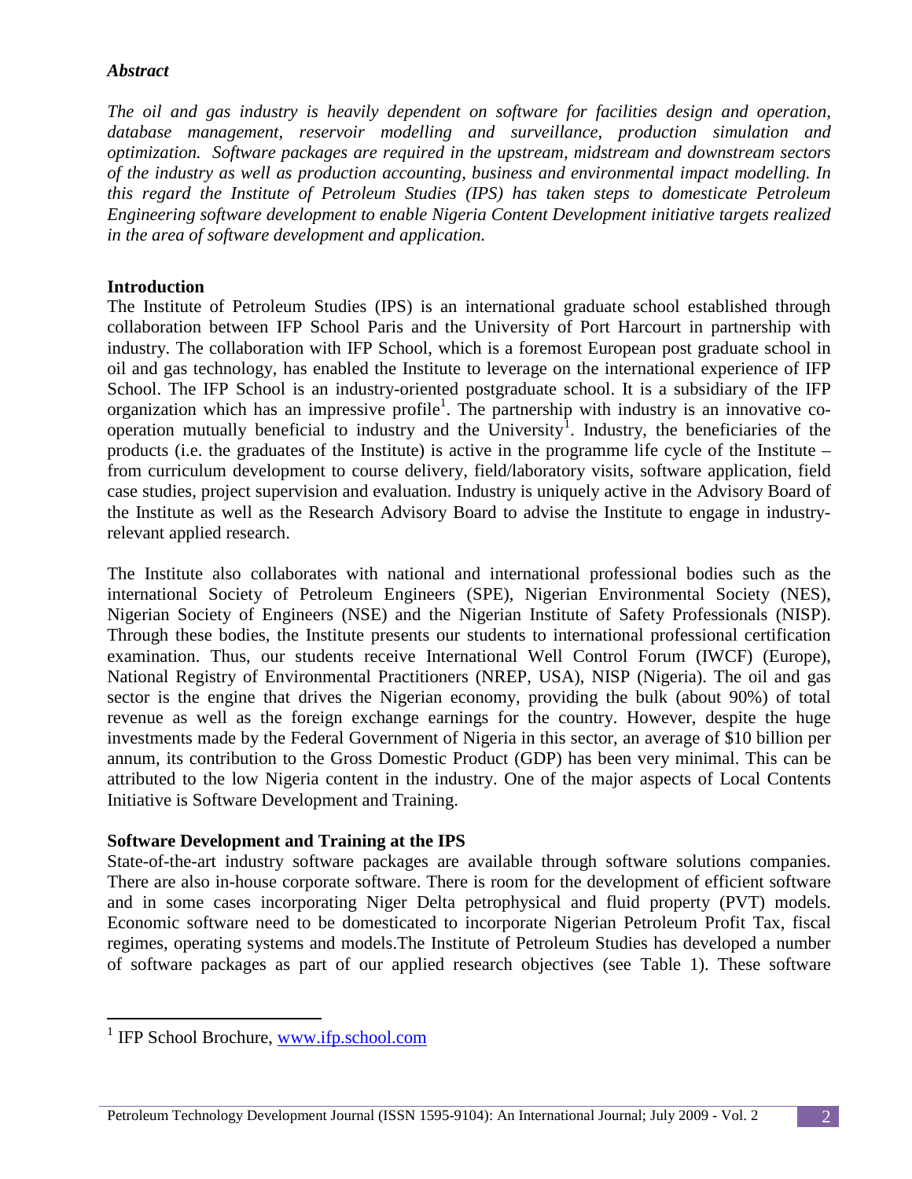### *Abstract*

*The oil and gas industry is heavily dependent on software for facilities design and operation, database management, reservoir modelling and surveillance, production simulation and optimization. Software packages are required in the upstream, midstream and downstream sectors of the industry as well as production accounting, business and environmental impact modelling. In this regard the Institute of Petroleum Studies (IPS) has taken steps to domesticate Petroleum Engineering software development to enable Nigeria Content Development initiative targets realized in the area of software development and application.*

### Introduction

The Institute of Petroleum Studies (IPS) is an international graduate school established through collaboration between IFP School Paris and the University of Port Harcourt in partnership with industry. The collaboration with IFP School, which is a foremost European post graduate school in oil and gas technology, has enabled the Institute to leverage on the international experience of IFP School. The IFP School is an industry-oriented postgraduate school. It is a subsidiary of the IFP organization which has an impressive profile[1]. The partnership with industry is an innovative co-operation mutually beneficial to industry and the University[1]. Industry, the beneficiaries of the products (i.e. the graduates of the Institute) is active in the programme life cycle of the Institute – from curriculum development to course delivery, field/laboratory visits, software application, field case studies, project supervision and evaluation. Industry is uniquely active in the Advisory Board of the Institute as well as the Research Advisory Board to advise the Institute to engage in industry-relevant applied research.

The Institute also collaborates with national and international professional bodies such as the international Society of Petroleum Engineers (SPE), Nigerian Environmental Society (NES), Nigerian Society of Engineers (NSE) and the Nigerian Institute of Safety Professionals (NISP). Through these bodies, the Institute presents our students to international professional certification examination. Thus, our students receive International Well Control Forum (IWCF) (Europe), National Registry of Environmental Practitioners (NREP, USA), NISP (Nigeria). The oil and gas sector is the engine that drives the Nigerian economy, providing the bulk (about 90%) of total revenue as well as the foreign exchange earnings for the country. However, despite the huge investments made by the Federal Government of Nigeria in this sector, an average of $10 billion per annum, its contribution to the Gross Domestic Product (GDP) has been very minimal. This can be attributed to the low Nigeria content in the industry. One of the major aspects of Local Contents Initiative is Software Development and Training.

### Software Development and Training at the IPS

State-of-the-art industry software packages are available through software solutions companies. There are also in-house corporate software. There is room for the development of efficient software and in some cases incorporating Niger Delta petrophysical and fluid property (PVT) models. Economic software need to be domesticated to incorporate Nigerian Petroleum Profit Tax, fiscal regimes, operating systems and models.The Institute of Petroleum Studies has developed a number of software packages as part of our applied research objectives (see Table 1). These software

[1] IFP School Brochure, www.ifp.school.com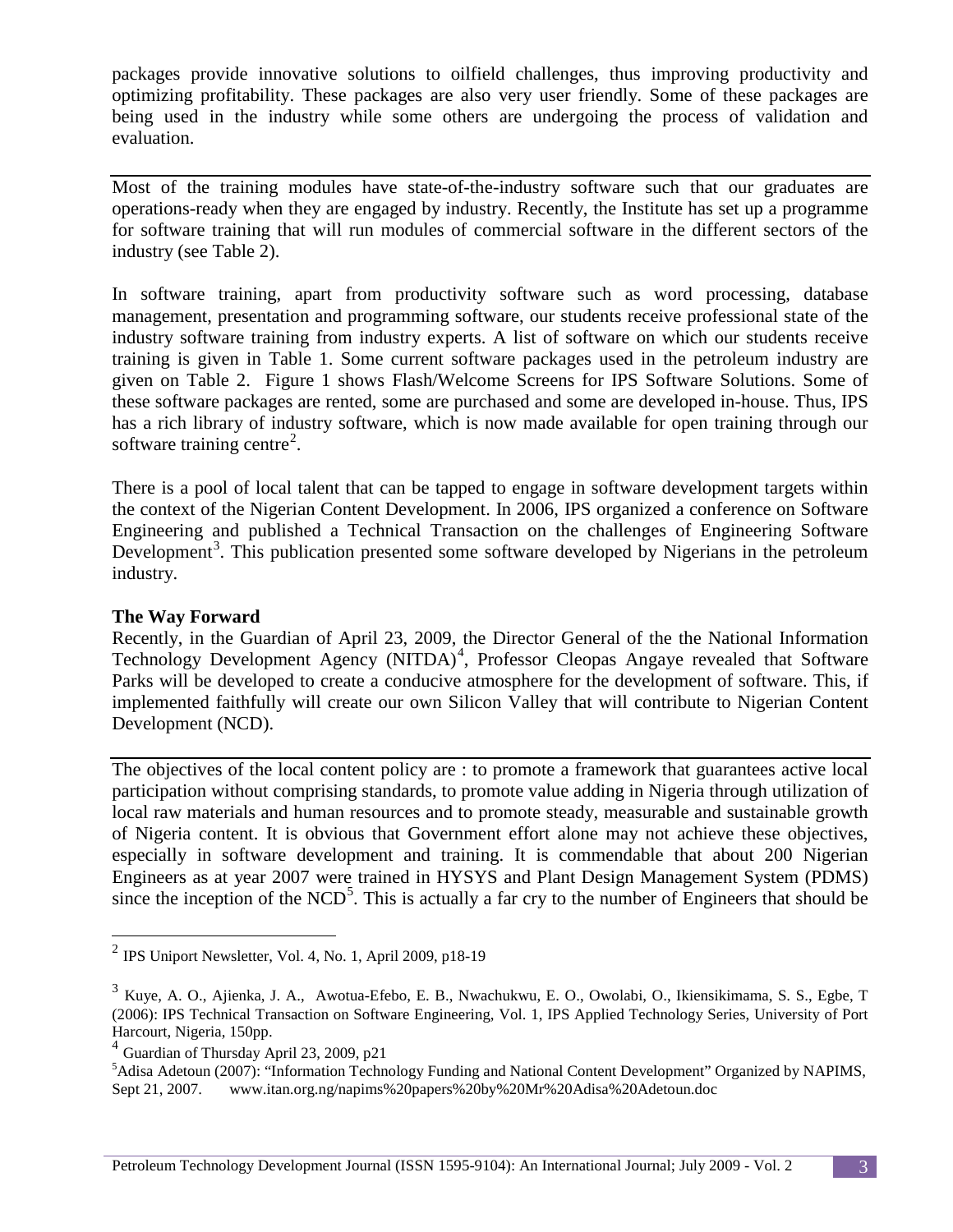packages provide innovative solutions to oilfield challenges, thus improving productivity and optimizing profitability. These packages are also very user friendly. Some of these packages are being used in the industry while some others are undergoing the process of validation and evaluation.

Most of the training modules have state-of-the-industry software such that our graduates are operations-ready when they are engaged by industry. Recently, the Institute has set up a programme for software training that will run modules of commercial software in the different sectors of the industry (see Table 2).

In software training, apart from productivity software such as word processing, database management, presentation and programming software, our students receive professional state of the industry software training from industry experts. A list of software on which our students receive training is given in Table 1. Some current software packages used in the petroleum industry are given on Table 2. Figure 1 shows Flash/Welcome Screens for IPS Software Solutions. Some of these software packages are rented, some are purchased and some are developed in-house. Thus, IPS has a rich library of industry software, which is now made available for open training through our software training centre[2].

There is a pool of local talent that can be tapped to engage in software development targets within the context of the Nigerian Content Development. In 2006, IPS organized a conference on Software Engineering and published a Technical Transaction on the challenges of Engineering Software Development[3]. This publication presented some software developed by Nigerians in the petroleum industry.

**The Way Forward**

Recently, in the Guardian of April 23, 2009, the Director General of the the National Information Technology Development Agency (NITDA)[4], Professor Cleopas Angaye revealed that Software Parks will be developed to create a conducive atmosphere for the development of software. This, if implemented faithfully will create our own Silicon Valley that will contribute to Nigerian Content Development (NCD).

The objectives of the local content policy are : to promote a framework that guarantees active local participation without comprising standards, to promote value adding in Nigeria through utilization of local raw materials and human resources and to promote steady, measurable and sustainable growth of Nigeria content. It is obvious that Government effort alone may not achieve these objectives, especially in software development and training. It is commendable that about 200 Nigerian Engineers as at year 2007 were trained in HYSYS and Plant Design Management System (PDMS) since the inception of the NCD[5]. This is actually a far cry to the number of Engineers that should be

---

[2] IPS Uniport Newsletter, Vol. 4, No. 1, April 2009, p18-19

[3] Kuye, A. O., Ajienka, J. A., Awotua-Efebo, E. B., Nwachukwu, E. O., Owolabi, O., Ikiensikimama, S. S., Egbe, T (2006): IPS Technical Transaction on Software Engineering, Vol. 1, IPS Applied Technology Series, University of Port Harcourt, Nigeria, 150pp.

[4] Guardian of Thursday April 23, 2009, p21

[5] Adisa Adetoun (2007): "Information Technology Funding and National Content Development" Organized by NAPIMS, Sept 21, 2007. www.itan.org.ng/napims%20papers%20by%20Mr%20Adisa%20Adetoun.doc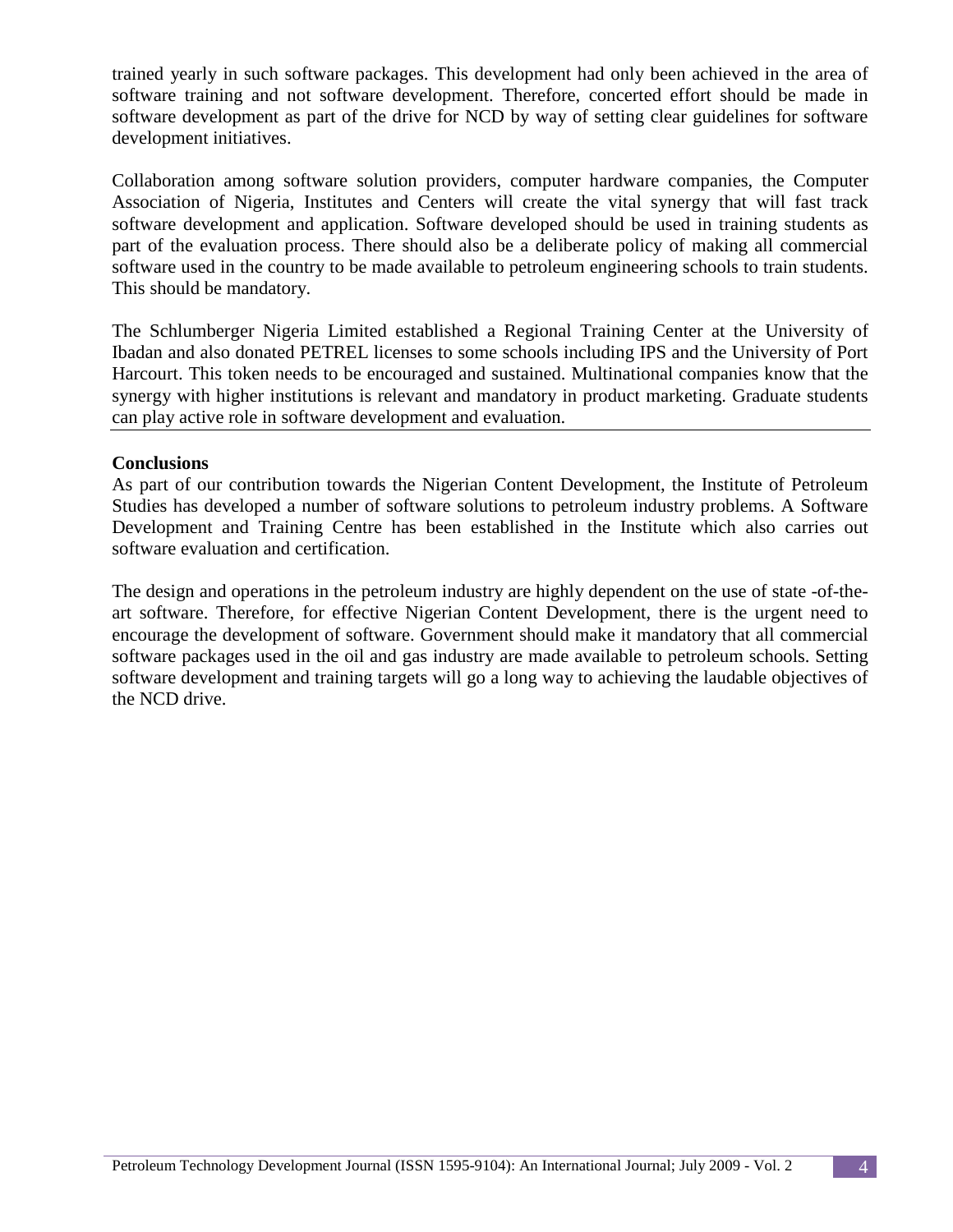trained yearly in such software packages. This development had only been achieved in the area of software training and not software development. Therefore, concerted effort should be made in software development as part of the drive for NCD by way of setting clear guidelines for software development initiatives.

Collaboration among software solution providers, computer hardware companies, the Computer Association of Nigeria, Institutes and Centers will create the vital synergy that will fast track software development and application. Software developed should be used in training students as part of the evaluation process. There should also be a deliberate policy of making all commercial software used in the country to be made available to petroleum engineering schools to train students. This should be mandatory.

The Schlumberger Nigeria Limited established a Regional Training Center at the University of Ibadan and also donated PETREL licenses to some schools including IPS and the University of Port Harcourt. This token needs to be encouraged and sustained. Multinational companies know that the synergy with higher institutions is relevant and mandatory in product marketing. Graduate students can play active role in software development and evaluation.

**Conclusions**

As part of our contribution towards the Nigerian Content Development, the Institute of Petroleum Studies has developed a number of software solutions to petroleum industry problems. A Software Development and Training Centre has been established in the Institute which also carries out software evaluation and certification.

The design and operations in the petroleum industry are highly dependent on the use of state -of-the-art software. Therefore, for effective Nigerian Content Development, there is the urgent need to encourage the development of software. Government should make it mandatory that all commercial software packages used in the oil and gas industry are made available to petroleum schools. Setting software development and training targets will go a long way to achieving the laudable objectives of the NCD drive.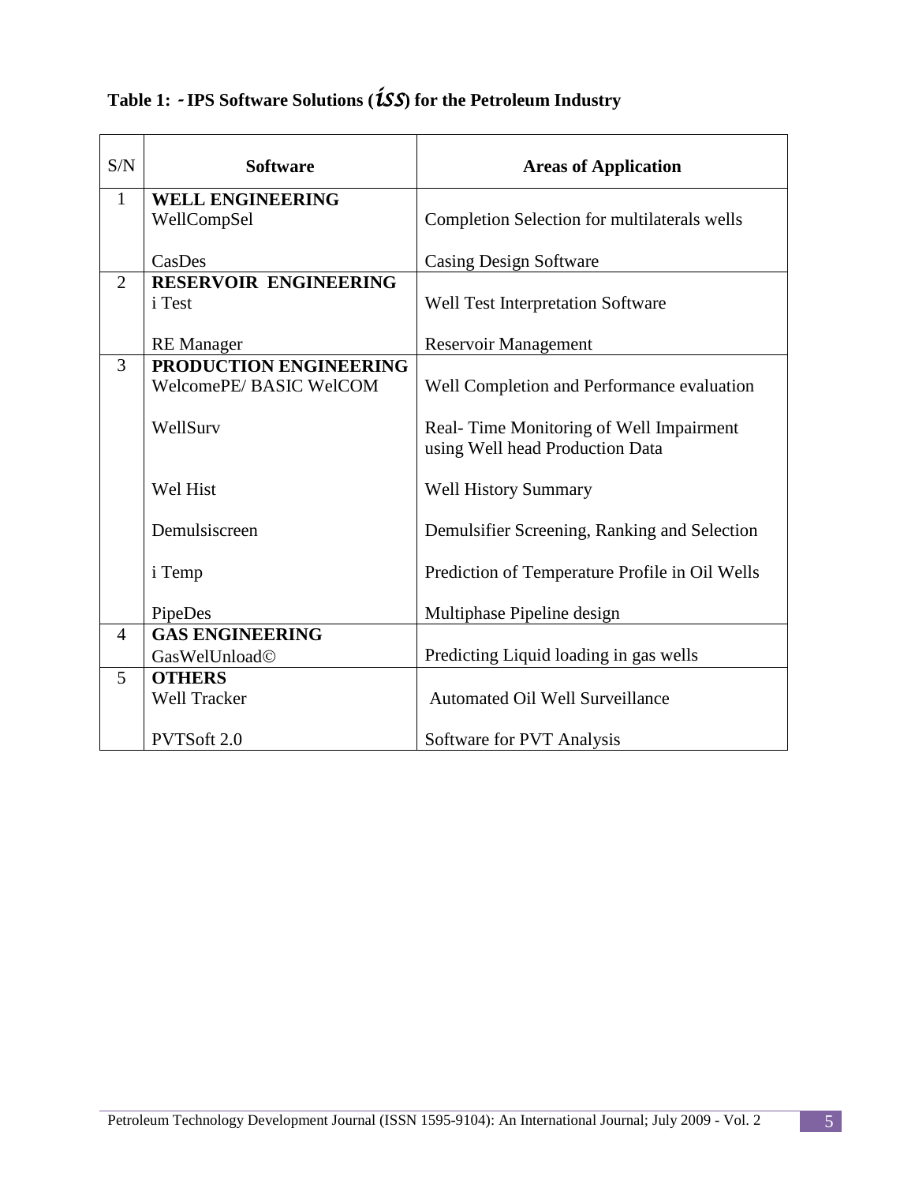**Table 1: - IPS Software Solutions (*iss*) for the Petroleum Industry**

| S/N | Software | Areas of Application |
|---|---|---|
| 1 | **WELL ENGINEERING** | |
| | WellCompSel | Completion Selection for multilaterals wells |
| | CasDes | Casing Design Software |
| 2 | **RESERVOIR ENGINEERING** | |
| | i Test | Well Test Interpretation Software |
| | RE Manager | Reservoir Management |
| 3 | **PRODUCTION ENGINEERING** | |
| | WelcomePE/ BASIC WelCOM | Well Completion and Performance evaluation |
| | WellSurv | Real- Time Monitoring of Well Impairment using Well head Production Data |
| | Wel Hist | Well History Summary |
| | Demulsiscreen | Demulsifier Screening, Ranking and Selection |
| | i Temp | Prediction of Temperature Profile in Oil Wells |
| | PipeDes | Multiphase Pipeline design |
| 4 | **GAS ENGINEERING** | |
| | GasWelUnload© | Predicting Liquid loading in gas wells |
| 5 | **OTHERS** | |
| | Well Tracker | Automated Oil Well Surveillance |
| | PVTSoft 2.0 | Software for PVT Analysis |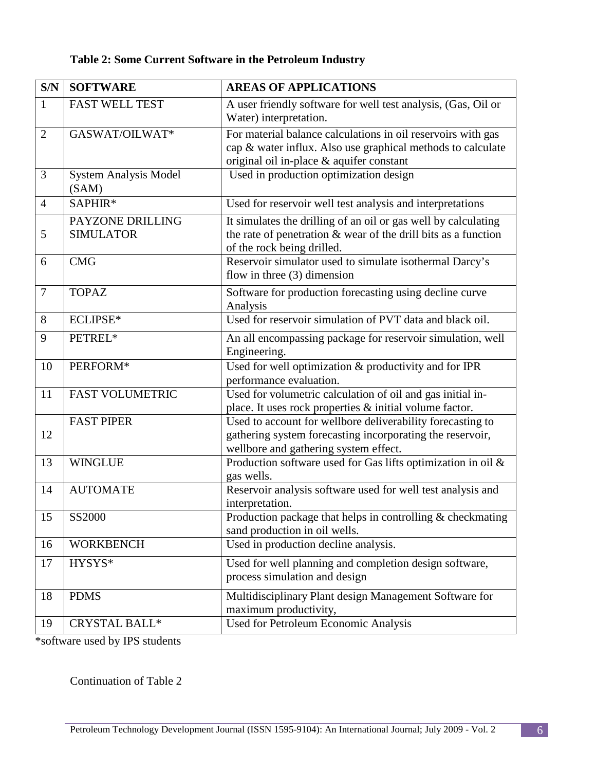**Table 2: Some Current Software in the Petroleum Industry**

| S/N | SOFTWARE | AREAS OF APPLICATIONS |
|---|---|---|
| 1 | FAST WELL TEST | A user friendly software for well test analysis, (Gas, Oil or Water) interpretation. |
| 2 | GASWAT/OILWAT* | For material balance calculations in oil reservoirs with gas cap & water influx. Also use graphical methods to calculate original oil in-place & aquifer constant |
| 3 | System Analysis Model (SAM) | Used in production optimization design |
| 4 | SAPHIR* | Used for reservoir well test analysis and interpretations |
| 5 | PAYZONE DRILLING SIMULATOR | It simulates the drilling of an oil or gas well by calculating the rate of penetration & wear of the drill bits as a function of the rock being drilled. |
| 6 | CMG | Reservoir simulator used to simulate isothermal Darcy's flow in three (3) dimension |
| 7 | TOPAZ | Software for production forecasting using decline curve Analysis |
| 8 | ECLIPSE* | Used for reservoir simulation of PVT data and black oil. |
| 9 | PETREL* | An all encompassing package for reservoir simulation, well Engineering. |
| 10 | PERFORM* | Used for well optimization & productivity and for IPR performance evaluation. |
| 11 | FAST VOLUMETRIC | Used for volumetric calculation of oil and gas initial in-place. It uses rock properties & initial volume factor. |
| 12 | FAST PIPER | Used to account for wellbore deliverability forecasting to gathering system forecasting incorporating the reservoir, wellbore and gathering system effect. |
| 13 | WINGLUE | Production software used for Gas lifts optimization in oil & gas wells. |
| 14 | AUTOMATE | Reservoir analysis software used for well test analysis and interpretation. |
| 15 | SS2000 | Production package that helps in controlling & checkmating sand production in oil wells. |
| 16 | WORKBENCH | Used in production decline analysis. |
| 17 | HYSYS* | Used for well planning and completion design software, process simulation and design |
| 18 | PDMS | Multidisciplinary Plant design Management Software for maximum productivity, |
| 19 | CRYSTAL BALL* | Used for Petroleum Economic Analysis |

*software used by IPS students

Continuation of Table 2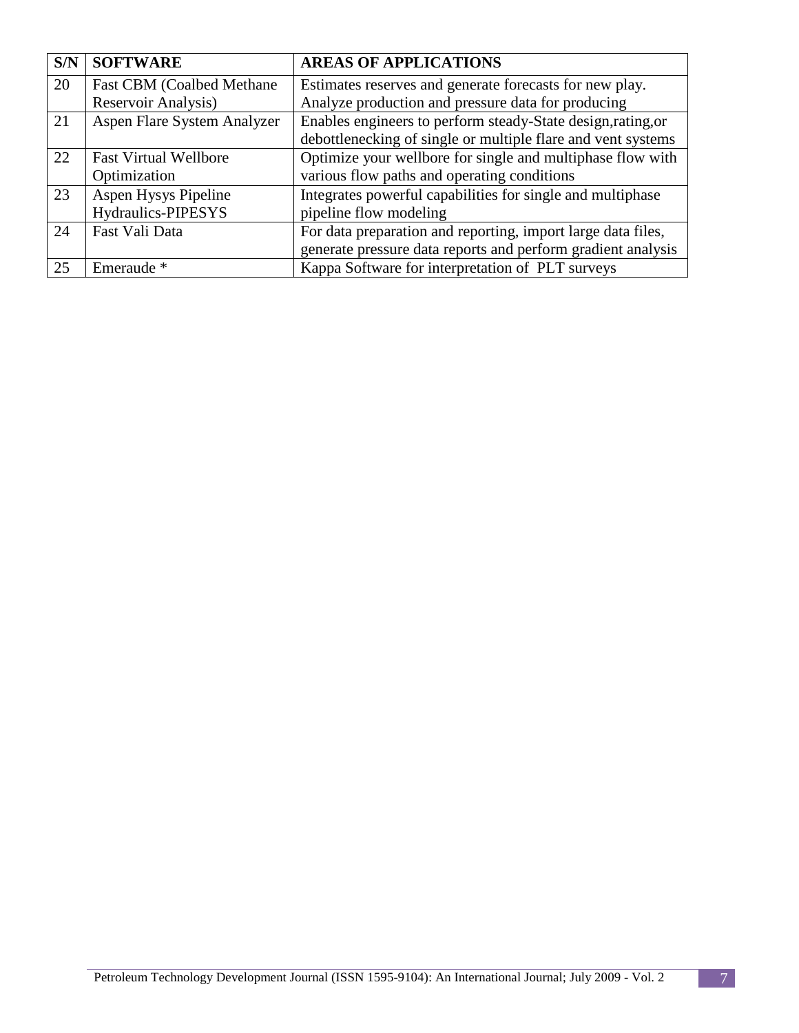| S/N | SOFTWARE | AREAS OF APPLICATIONS |
|---|---|---|
| 20 | Fast CBM (Coalbed Methane Reservoir Analysis) | Estimates reserves and generate forecasts for new play. Analyze production and pressure data for producing |
| 21 | Aspen Flare System Analyzer | Enables engineers to perform steady-State design,rating,or debottlenecking of single or multiple flare and vent systems |
| 22 | Fast Virtual Wellbore Optimization | Optimize your wellbore for single and multiphase flow with various flow paths and operating conditions |
| 23 | Aspen Hysys Pipeline Hydraulics-PIPESYS | Integrates powerful capabilities for single and multiphase pipeline flow modeling |
| 24 | Fast Vali Data | For data preparation and reporting, import large data files, generate pressure data reports and perform gradient analysis |
| 25 | Emeraude * | Kappa Software for interpretation of PLT surveys |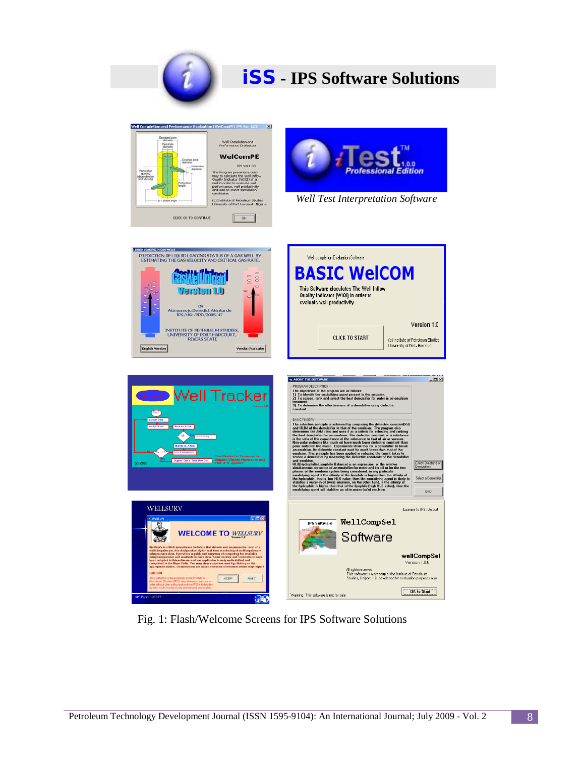**iSS - IPS Software Solutions**

Fig. 1: Flash/Welcome Screens for IPS Software Solutions